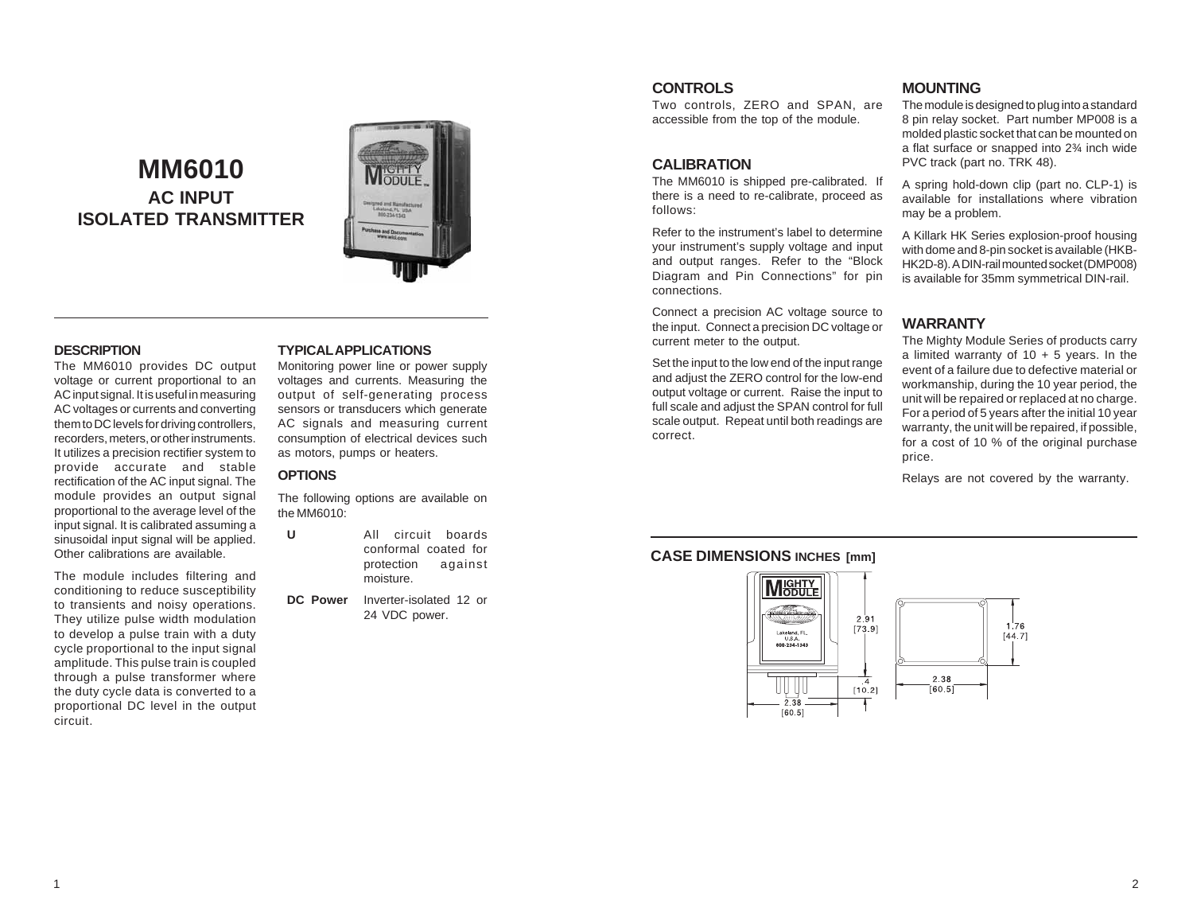# MM6010

## AC INPUT ISOLATED TRANSMITTER

### DESCRIPTION

The MM6010 provides DC output voltage or current proportional to an AC input signal. It is useful in measuring AC voltages or currents and converting them to DC levels for driving controllers, recorders, meters, or other instruments. It utilizes a precision rectifier system to provide accurate and stable rectification of the AC input signal. The module provides an output signal proportional to the average level of the input signal. It is calibrated assuming a sinusoidal input signal will be applied. Other calibrations are available.

The module includes filtering and conditioning to reduce susceptibility to transients and noisy operations. They utilize pulse width modulation to develop a pulse train with a duty cycle proportional to the input signal amplitude. This pulse train is coupled through a pulse transformer where the duty cycle data is converted to a proportional DC level in the output circuit.

### TYPICAL APPLICATIONS

Monitoring power line or power supply voltages and currents. Measuring the output of self-generating process sensors or transducers which generate AC signals and measuring current consumption of electrical devices such as motors, pumps or heaters.

### OPTIONS

The following options are available on the MM6010:

**U** All circuit boards conformal coated for protection against moisture.

**DC Power** Inverter-isolated 12 or 24 VDC power.

### CONTROLS

Two controls, ZERO and SPAN, are accessible from the top of the module.

### CALIBRATION

The MM6010 is shipped pre-calibrated. If there is a need to re-calibrate, proceed as follows:

Refer to the instrument's label to determine your instrument's supply voltage and input and output ranges. Refer to the "Block Diagram and Pin Connections" for pin connections.

Connect a precision AC voltage source to the input. Connect a precision DC voltage or current meter to the output.

Set the input to the low end of the input range and adjust the ZERO control for the low-end output voltage or current. Raise the input to full scale and adjust the SPAN control for full scale output. Repeat until both readings are correct.

### MOUNTING

The module is designed to plug into a standard 8 pin relay socket. Part number MP008 is a molded plastic socket that can be mounted on a flat surface or snapped into 2¾ inch wide PVC track (part no. TRK 48).

A spring hold-down clip (part no. CLP-1) is available for installations where vibration may be a problem.

A Killark HK Series explosion-proof housing with dome and 8-pin socket is available (HKB-HK2D-8). A DIN-rail mounted socket (DMP008) is available for 35mm symmetrical DIN-rail.

### WARRANTY

The Mighty Module Series of products carry a limited warranty of 10 + 5 years. In the event of a failure due to defective material or workmanship, during the 10 year period, the unit will be repaired or replaced at no charge. For a period of 5 years after the initial 10 year warranty, the unit will be repaired, if possible, for a cost of 10 % of the original purchase price.

Relays are not covered by the warranty.

### CASE DIMENSIONS INCHES [mm]

2.91 [73.9]; .4 [10.2]; 2.38 [60.5]; 1.76 [44.7]; 2.38 [60.5]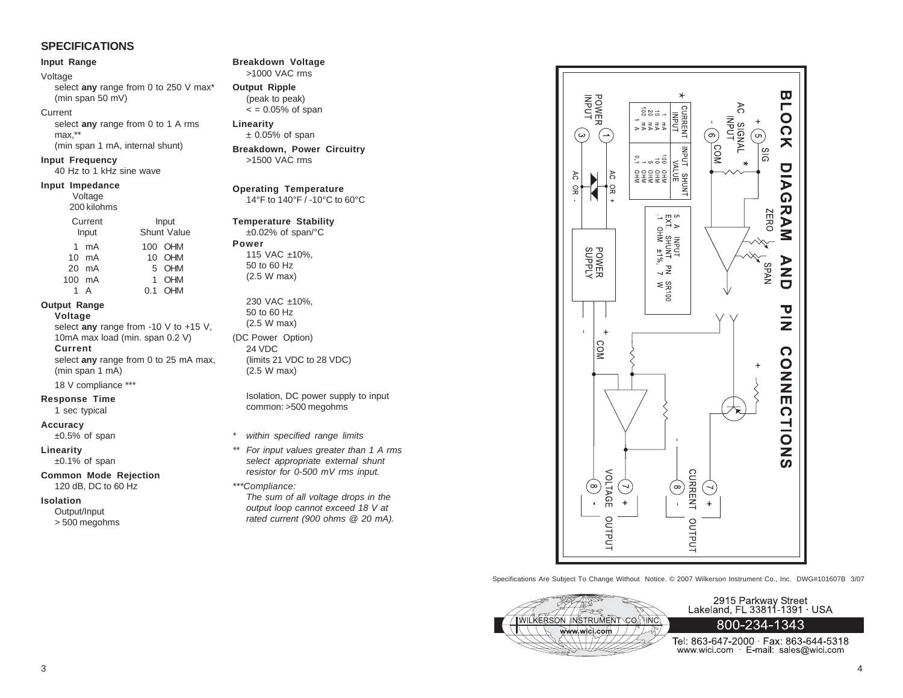## SPECIFICATIONS

**Input Range**

Voltage

select **any** range from 0 to 250 V max* (min span 50 mV)

Current

select **any** range from 0 to 1 A rms max,** (min span 1 mA, internal shunt)

**Input Frequency**

40 Hz to 1 kHz sine wave

**Input Impedance**

Voltage
200 kilohms

| Current Input | Input Shunt Value |
|---|---|
| 1 mA | 100 OHM |
| 10 mA | 10 OHM |
| 20 mA | 5 OHM |
| 100 mA | 1 OHM |
| 1 A | 0.1 OHM |

**Output Range**

**Voltage**

select **any** range from -10 V to +15 V, 10mA max load (min. span 0.2 V)

**Current**

select **any** range from 0 to 25 mA max, (min span 1 mA)

18 V compliance ***

**Response Time**

1 sec typical

**Accuracy**

±0.5% of span

**Linearity**

±0.1% of span

**Common Mode Rejection**

120 dB, DC to 60 Hz

**Isolation**

Output/Input
> 500 megohms

**Breakdown Voltage**

>1000 VAC rms

**Output Ripple**

(peak to peak)
< = 0.05% of span

**Linearity**

± 0.05% of span

**Breakdown, Power Circuitry**

>1500 VAC rms

**Operating Temperature**

14°F to 140°F / -10°C to 60°C

**Temperature Stability**

±0.02% of span/°C

**Power**

115 VAC ±10%,
50 to 60 Hz
(2.5 W max)

230 VAC ±10%,
50 to 60 Hz
(2.5 W max)

(DC Power Option)
24 VDC
(limits 21 VDC to 28 VDC)
(2.5 W max)

Isolation, DC power supply to input common: >500 megohms

\* *within specified range limits*

\*\* *For input values greater than 1 A rms select appropriate external shunt resistor for 0-500 mV rms input.*

\*\*\**Compliance:*
*The sum of all voltage drops in the output loop cannot exceed 18 V at rated current (900 ohms @ 20 mA).*

## BLOCK DIAGRAM AND PIN CONNECTIONS

AC SIGNAL INPUT
+ 5 SIG
- 6 COM
*
ZERO
SPAN

| * CURRENT INPUT | INPUT SHUNT VALUE |
|---|---|
| 1 mA | 100 OHM |
| 10 mA | 10 OHM |
| 20 mA | 5 OHM |
| 100 mA | 1 OHM |
| 1 A | 0.1 OHM |

5 A INPUT
EXT. SHUNT PN SR100
.1 OHM ±1%, 7 W

POWER INPUT
1 AC OR +
3 AC OR -
POWER SUPPLY
+
-
COM

CURRENT OUTPUT
7 +
8 -

VOLTAGE OUTPUT
7 +
8 -

Specifications Are Subject To Change Without Notice. © 2007 Wilkerson Instrument Co., Inc. DWG#101607B 3/07

WILKERSON INSTRUMENT CO., INC.
www.wici.com

2915 Parkway Street
Lakeland, FL 33811-1391 · USA
800-234-1343
Tel: 863-647-2000 · Fax: 863-644-5318
www.wici.com · E-mail: sales@wici.com